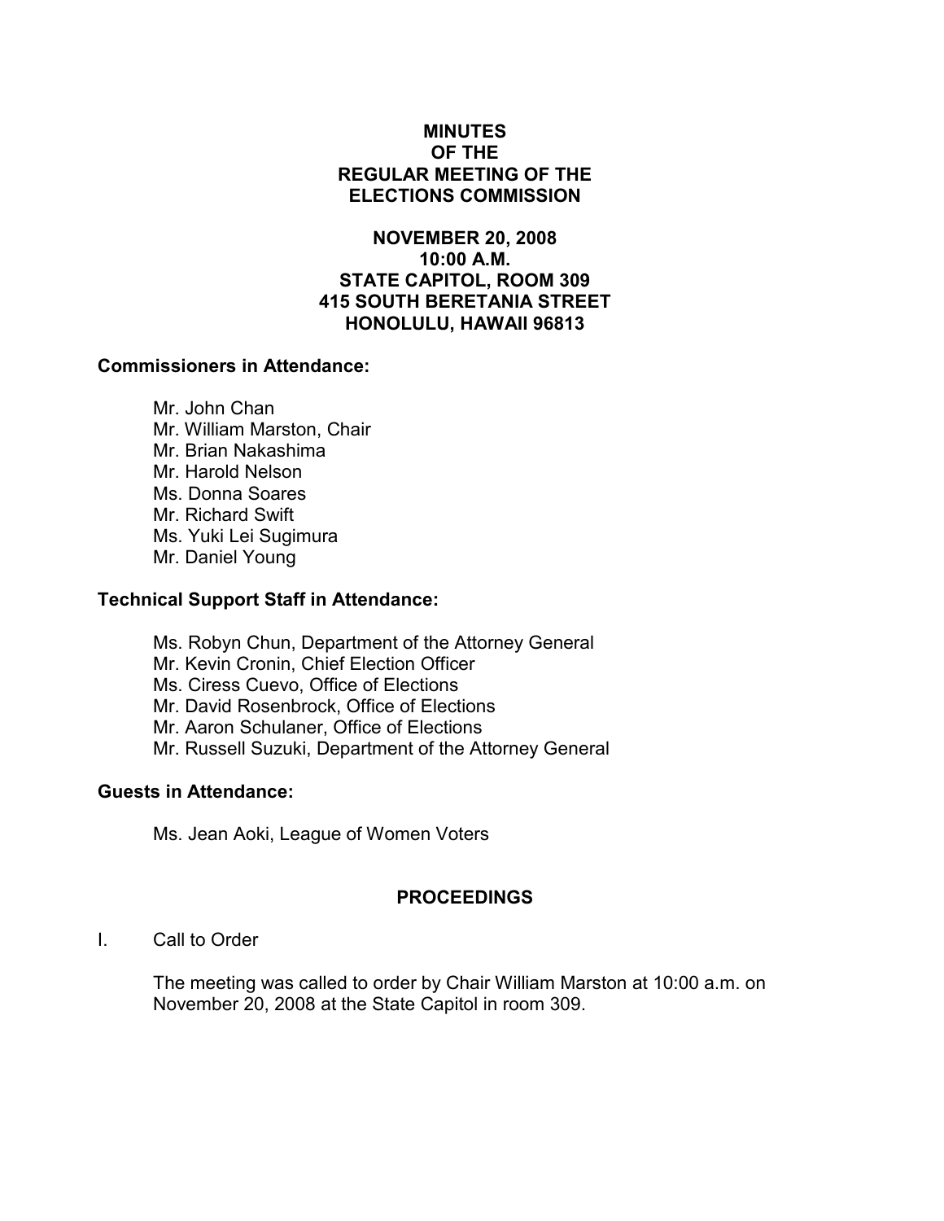# MINUTES
# OF THE
# REGULAR MEETING OF THE
# ELECTIONS COMMISSION

## NOVEMBER 20, 2008
## 10:00 A.M.
## STATE CAPITOL, ROOM 309
## 415 SOUTH BERETANIA STREET
## HONOLULU, HAWAII 96813

**Commissioners in Attendance:**

Mr. John Chan
Mr. William Marston, Chair
Mr. Brian Nakashima
Mr. Harold Nelson
Ms. Donna Soares
Mr. Richard Swift
Ms. Yuki Lei Sugimura
Mr. Daniel Young

**Technical Support Staff in Attendance:**

Ms. Robyn Chun, Department of the Attorney General
Mr. Kevin Cronin, Chief Election Officer
Ms. Ciress Cuevo, Office of Elections
Mr. David Rosenbrock, Office of Elections
Mr. Aaron Schulaner, Office of Elections
Mr. Russell Suzuki, Department of the Attorney General

**Guests in Attendance:**

Ms. Jean Aoki, League of Women Voters

## PROCEEDINGS

I. Call to Order

The meeting was called to order by Chair William Marston at 10:00 a.m. on November 20, 2008 at the State Capitol in room 309.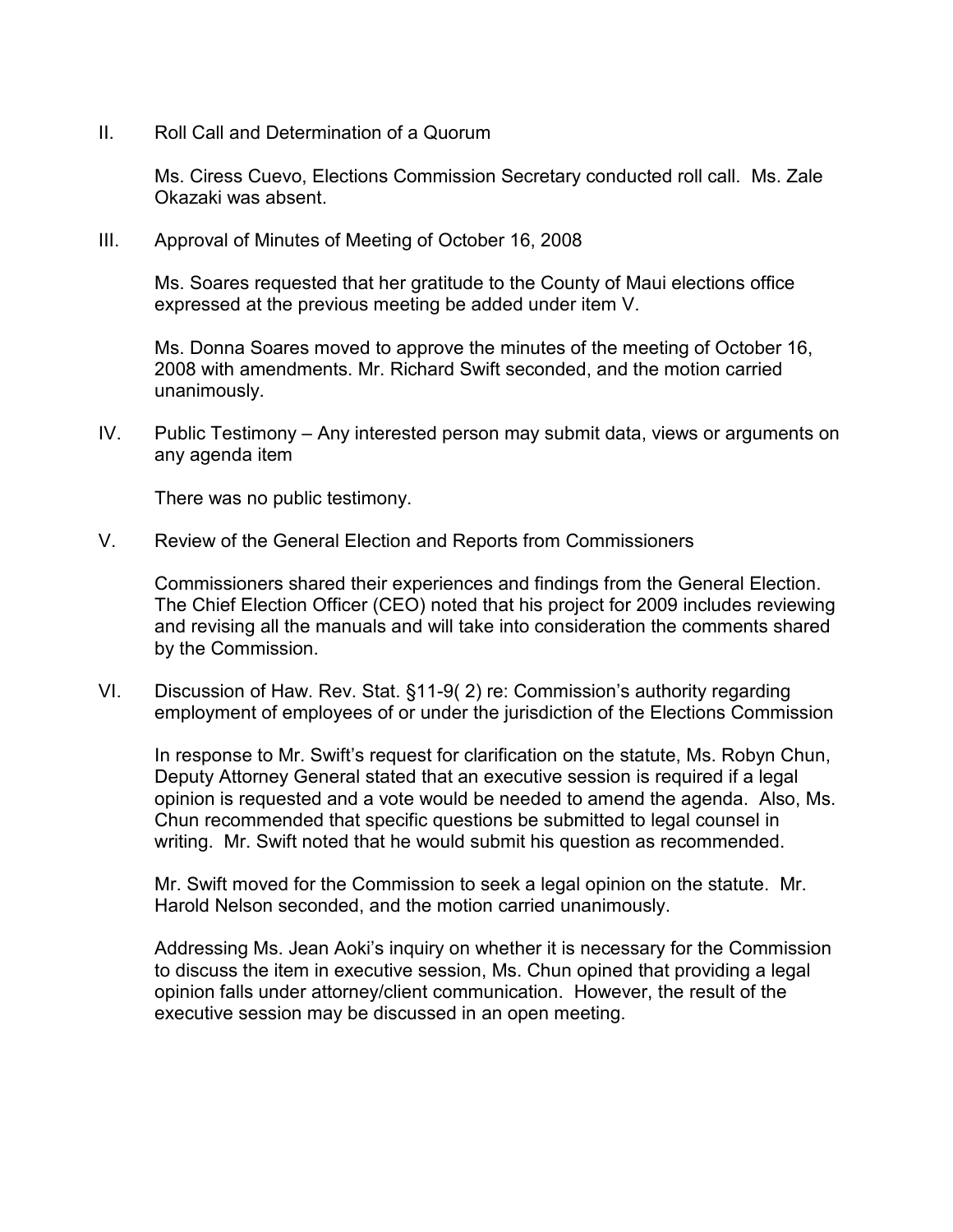II. Roll Call and Determination of a Quorum

Ms. Ciress Cuevo, Elections Commission Secretary conducted roll call. Ms. Zale Okazaki was absent.

III. Approval of Minutes of Meeting of October 16, 2008

Ms. Soares requested that her gratitude to the County of Maui elections office expressed at the previous meeting be added under item V.

Ms. Donna Soares moved to approve the minutes of the meeting of October 16, 2008 with amendments. Mr. Richard Swift seconded, and the motion carried unanimously.

IV. Public Testimony – Any interested person may submit data, views or arguments on any agenda item

There was no public testimony.

V. Review of the General Election and Reports from Commissioners

Commissioners shared their experiences and findings from the General Election. The Chief Election Officer (CEO) noted that his project for 2009 includes reviewing and revising all the manuals and will take into consideration the comments shared by the Commission.

VI. Discussion of Haw. Rev. Stat. §11-9( 2) re: Commission's authority regarding employment of employees of or under the jurisdiction of the Elections Commission

In response to Mr. Swift's request for clarification on the statute, Ms. Robyn Chun, Deputy Attorney General stated that an executive session is required if a legal opinion is requested and a vote would be needed to amend the agenda. Also, Ms. Chun recommended that specific questions be submitted to legal counsel in writing. Mr. Swift noted that he would submit his question as recommended.

Mr. Swift moved for the Commission to seek a legal opinion on the statute. Mr. Harold Nelson seconded, and the motion carried unanimously.

Addressing Ms. Jean Aoki's inquiry on whether it is necessary for the Commission to discuss the item in executive session, Ms. Chun opined that providing a legal opinion falls under attorney/client communication. However, the result of the executive session may be discussed in an open meeting.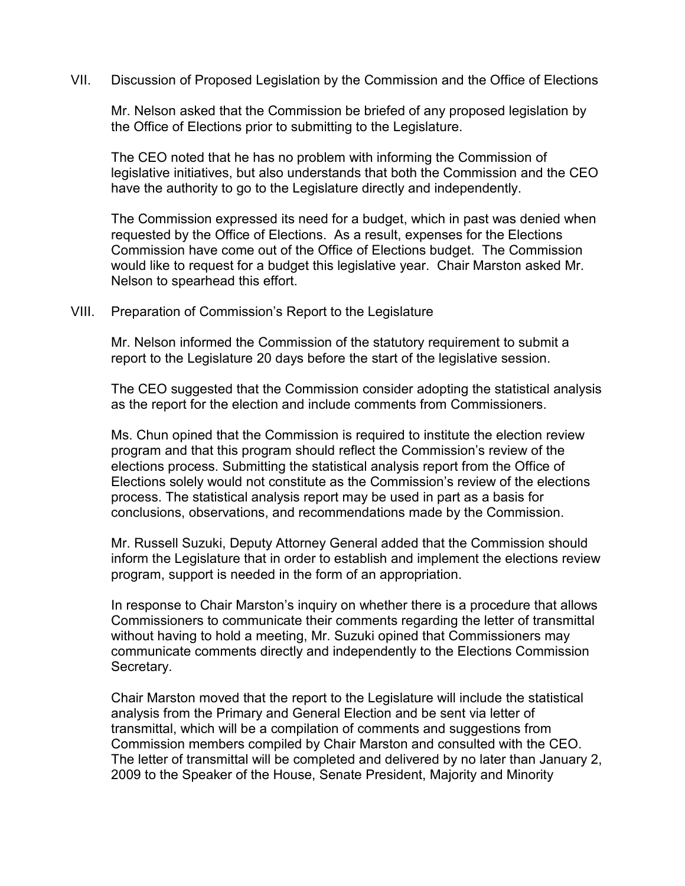## VII. Discussion of Proposed Legislation by the Commission and the Office of Elections

Mr. Nelson asked that the Commission be briefed of any proposed legislation by the Office of Elections prior to submitting to the Legislature.

The CEO noted that he has no problem with informing the Commission of legislative initiatives, but also understands that both the Commission and the CEO have the authority to go to the Legislature directly and independently.

The Commission expressed its need for a budget, which in past was denied when requested by the Office of Elections. As a result, expenses for the Elections Commission have come out of the Office of Elections budget. The Commission would like to request for a budget this legislative year. Chair Marston asked Mr. Nelson to spearhead this effort.

## VIII. Preparation of Commission's Report to the Legislature

Mr. Nelson informed the Commission of the statutory requirement to submit a report to the Legislature 20 days before the start of the legislative session.

The CEO suggested that the Commission consider adopting the statistical analysis as the report for the election and include comments from Commissioners.

Ms. Chun opined that the Commission is required to institute the election review program and that this program should reflect the Commission's review of the elections process. Submitting the statistical analysis report from the Office of Elections solely would not constitute as the Commission's review of the elections process. The statistical analysis report may be used in part as a basis for conclusions, observations, and recommendations made by the Commission.

Mr. Russell Suzuki, Deputy Attorney General added that the Commission should inform the Legislature that in order to establish and implement the elections review program, support is needed in the form of an appropriation.

In response to Chair Marston's inquiry on whether there is a procedure that allows Commissioners to communicate their comments regarding the letter of transmittal without having to hold a meeting, Mr. Suzuki opined that Commissioners may communicate comments directly and independently to the Elections Commission Secretary.

Chair Marston moved that the report to the Legislature will include the statistical analysis from the Primary and General Election and be sent via letter of transmittal, which will be a compilation of comments and suggestions from Commission members compiled by Chair Marston and consulted with the CEO. The letter of transmittal will be completed and delivered by no later than January 2, 2009 to the Speaker of the House, Senate President, Majority and Minority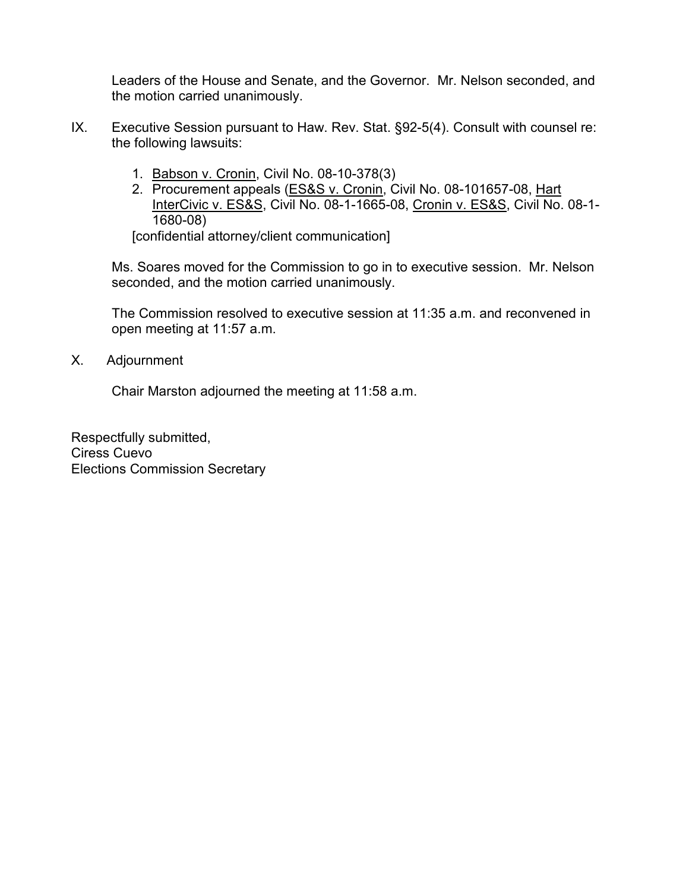Leaders of the House and Senate, and the Governor. Mr. Nelson seconded, and the motion carried unanimously.

IX. Executive Session pursuant to Haw. Rev. Stat. §92-5(4). Consult with counsel re: the following lawsuits:

1. Babson v. Cronin, Civil No. 08-10-378(3)
2. Procurement appeals (ES&S v. Cronin, Civil No. 08-101657-08, Hart InterCivic v. ES&S, Civil No. 08-1-1665-08, Cronin v. ES&S, Civil No. 08-1-1680-08)

[confidential attorney/client communication]

Ms. Soares moved for the Commission to go in to executive session. Mr. Nelson seconded, and the motion carried unanimously.

The Commission resolved to executive session at 11:35 a.m. and reconvened in open meeting at 11:57 a.m.

X. Adjournment

Chair Marston adjourned the meeting at 11:58 a.m.

Respectfully submitted,
Ciress Cuevo
Elections Commission Secretary